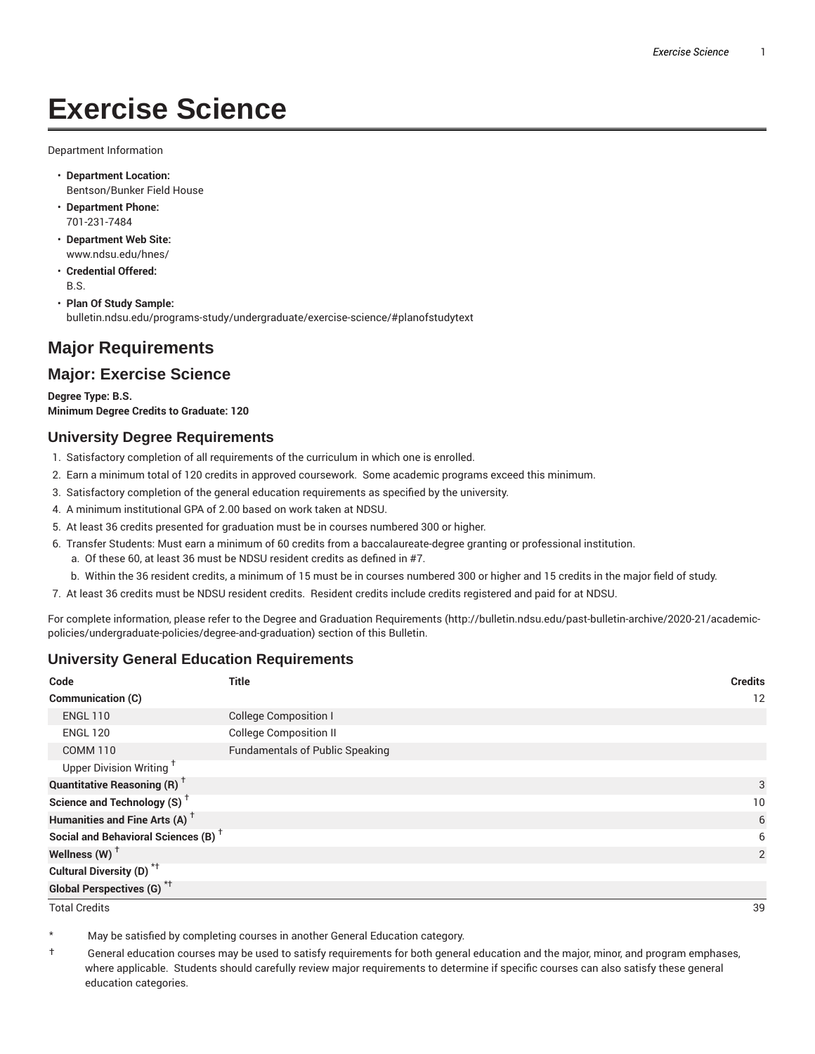# Exercise Science

Department Information

- **Department Location:**
  Bentson/Bunker Field House
- **Department Phone:**
  701-231-7484
- **Department Web Site:**
  www.ndsu.edu/hnes/
- **Credential Offered:**
  B.S.
- **Plan Of Study Sample:**
  bulletin.ndsu.edu/programs-study/undergraduate/exercise-science/#planofstudytext

## Major Requirements

## Major: Exercise Science

**Degree Type: B.S.**
**Minimum Degree Credits to Graduate: 120**

### University Degree Requirements

1. Satisfactory completion of all requirements of the curriculum in which one is enrolled.
2. Earn a minimum total of 120 credits in approved coursework. Some academic programs exceed this minimum.
3. Satisfactory completion of the general education requirements as specified by the university.
4. A minimum institutional GPA of 2.00 based on work taken at NDSU.
5. At least 36 credits presented for graduation must be in courses numbered 300 or higher.
6. Transfer Students: Must earn a minimum of 60 credits from a baccalaureate-degree granting or professional institution.
   a. Of these 60, at least 36 must be NDSU resident credits as defined in #7.
   b. Within the 36 resident credits, a minimum of 15 must be in courses numbered 300 or higher and 15 credits in the major field of study.
7. At least 36 credits must be NDSU resident credits. Resident credits include credits registered and paid for at NDSU.

For complete information, please refer to the Degree and Graduation Requirements (http://bulletin.ndsu.edu/past-bulletin-archive/2020-21/academic-policies/undergraduate-policies/degree-and-graduation) section of this Bulletin.

### University General Education Requirements

| Code | Title | Credits |
|---|---|---|
| **Communication (C)** | | 12 |
| ENGL 110 | College Composition I | |
| ENGL 120 | College Composition II | |
| COMM 110 | Fundamentals of Public Speaking | |
| Upper Division Writing † | | |
| **Quantitative Reasoning (R)** † | | 3 |
| **Science and Technology (S)** † | | 10 |
| **Humanities and Fine Arts (A)** † | | 6 |
| **Social and Behavioral Sciences (B)** † | | 6 |
| **Wellness (W)** † | | 2 |
| **Cultural Diversity (D)** *† | | |
| **Global Perspectives (G)** *† | | |
| Total Credits | | 39 |

\* May be satisfied by completing courses in another General Education category.

† General education courses may be used to satisfy requirements for both general education and the major, minor, and program emphases, where applicable. Students should carefully review major requirements to determine if specific courses can also satisfy these general education categories.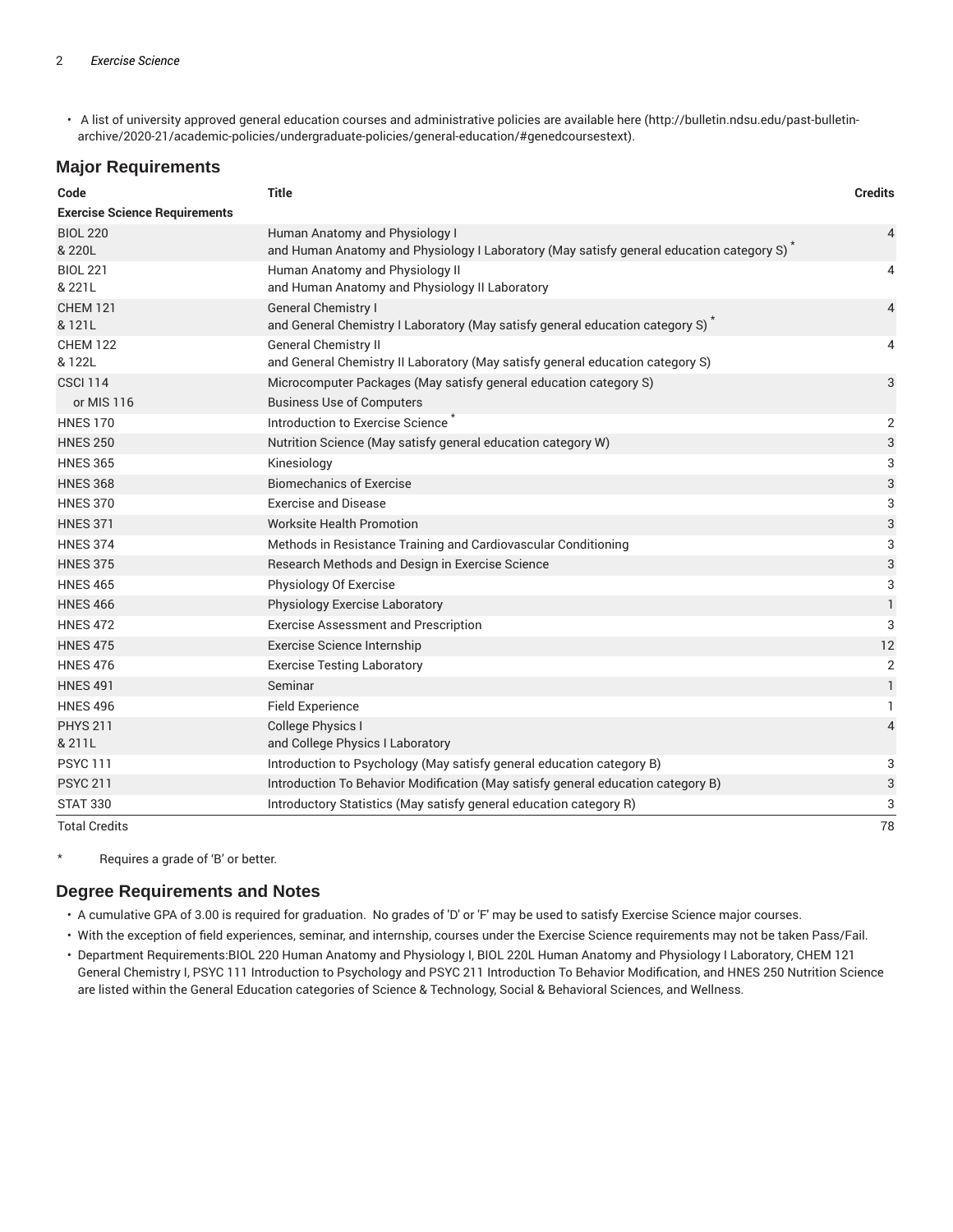- A list of university approved general education courses and administrative policies are available here (http://bulletin.ndsu.edu/past-bulletin-archive/2020-21/academic-policies/undergraduate-policies/general-education/#genedcoursestext).

## Major Requirements

| Code | Title | Credits |
|---|---|---|
| **Exercise Science Requirements** | | |
| BIOL 220 & 220L | Human Anatomy and Physiology I and Human Anatomy and Physiology I Laboratory (May satisfy general education category S) * | 4 |
| BIOL 221 & 221L | Human Anatomy and Physiology II and Human Anatomy and Physiology II Laboratory | 4 |
| CHEM 121 & 121L | General Chemistry I and General Chemistry I Laboratory (May satisfy general education category S) * | 4 |
| CHEM 122 & 122L | General Chemistry II and General Chemistry II Laboratory (May satisfy general education category S) | 4 |
| CSCI 114 | Microcomputer Packages (May satisfy general education category S) | 3 |
| or MIS 116 | Business Use of Computers | |
| HNES 170 | Introduction to Exercise Science * | 2 |
| HNES 250 | Nutrition Science (May satisfy general education category W) | 3 |
| HNES 365 | Kinesiology | 3 |
| HNES 368 | Biomechanics of Exercise | 3 |
| HNES 370 | Exercise and Disease | 3 |
| HNES 371 | Worksite Health Promotion | 3 |
| HNES 374 | Methods in Resistance Training and Cardiovascular Conditioning | 3 |
| HNES 375 | Research Methods and Design in Exercise Science | 3 |
| HNES 465 | Physiology Of Exercise | 3 |
| HNES 466 | Physiology Exercise Laboratory | 1 |
| HNES 472 | Exercise Assessment and Prescription | 3 |
| HNES 475 | Exercise Science Internship | 12 |
| HNES 476 | Exercise Testing Laboratory | 2 |
| HNES 491 | Seminar | 1 |
| HNES 496 | Field Experience | 1 |
| PHYS 211 & 211L | College Physics I and College Physics I Laboratory | 4 |
| PSYC 111 | Introduction to Psychology (May satisfy general education category B) | 3 |
| PSYC 211 | Introduction To Behavior Modification (May satisfy general education category B) | 3 |
| STAT 330 | Introductory Statistics (May satisfy general education category R) | 3 |
| Total Credits | | 78 |

\* Requires a grade of 'B' or better.

## Degree Requirements and Notes

- A cumulative GPA of 3.00 is required for graduation. No grades of 'D' or 'F' may be used to satisfy Exercise Science major courses.
- With the exception of field experiences, seminar, and internship, courses under the Exercise Science requirements may not be taken Pass/Fail.
- Department Requirements:BIOL 220 Human Anatomy and Physiology I, BIOL 220L Human Anatomy and Physiology I Laboratory, CHEM 121 General Chemistry I, PSYC 111 Introduction to Psychology and PSYC 211 Introduction To Behavior Modification, and HNES 250 Nutrition Science are listed within the General Education categories of Science & Technology, Social & Behavioral Sciences, and Wellness.